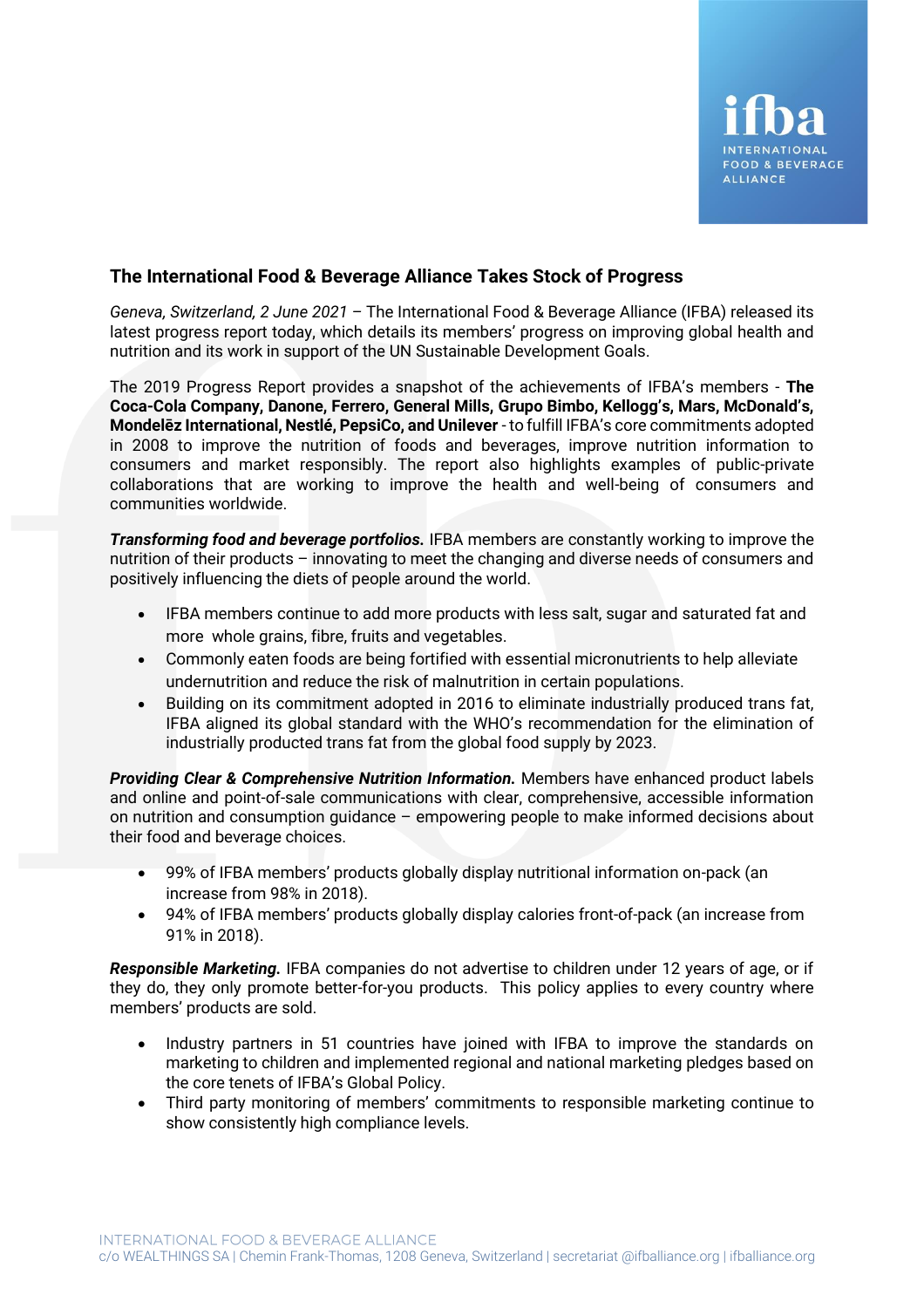## The International Food & Beverage Alliance Takes Stock of Progress

*Geneva, Switzerland, 2 June 2021* – The International Food & Beverage Alliance (IFBA) released its latest progress report today, which details its members' progress on improving global health and nutrition and its work in support of the UN Sustainable Development Goals.

The 2019 Progress Report provides a snapshot of the achievements of IFBA's members - **The Coca-Cola Company, Danone, Ferrero, General Mills, Grupo Bimbo, Kellogg's, Mars, McDonald's, Mondelēz International, Nestlé, PepsiCo, and Unilever** - to fulfill IFBA's core commitments adopted in 2008 to improve the nutrition of foods and beverages, improve nutrition information to consumers and market responsibly. The report also highlights examples of public-private collaborations that are working to improve the health and well-being of consumers and communities worldwide.

***Transforming food and beverage portfolios.*** IFBA members are constantly working to improve the nutrition of their products – innovating to meet the changing and diverse needs of consumers and positively influencing the diets of people around the world.

- IFBA members continue to add more products with less salt, sugar and saturated fat and more whole grains, fibre, fruits and vegetables.
- Commonly eaten foods are being fortified with essential micronutrients to help alleviate undernutrition and reduce the risk of malnutrition in certain populations.
- Building on its commitment adopted in 2016 to eliminate industrially produced trans fat, IFBA aligned its global standard with the WHO's recommendation for the elimination of industrially producted trans fat from the global food supply by 2023.

***Providing Clear & Comprehensive Nutrition Information.*** Members have enhanced product labels and online and point-of-sale communications with clear, comprehensive, accessible information on nutrition and consumption guidance – empowering people to make informed decisions about their food and beverage choices.

- 99% of IFBA members' products globally display nutritional information on-pack (an increase from 98% in 2018).
- 94% of IFBA members' products globally display calories front-of-pack (an increase from 91% in 2018).

***Responsible Marketing.*** IFBA companies do not advertise to children under 12 years of age, or if they do, they only promote better-for-you products. This policy applies to every country where members' products are sold.

- Industry partners in 51 countries have joined with IFBA to improve the standards on marketing to children and implemented regional and national marketing pledges based on the core tenets of IFBA's Global Policy.
- Third party monitoring of members' commitments to responsible marketing continue to show consistently high compliance levels.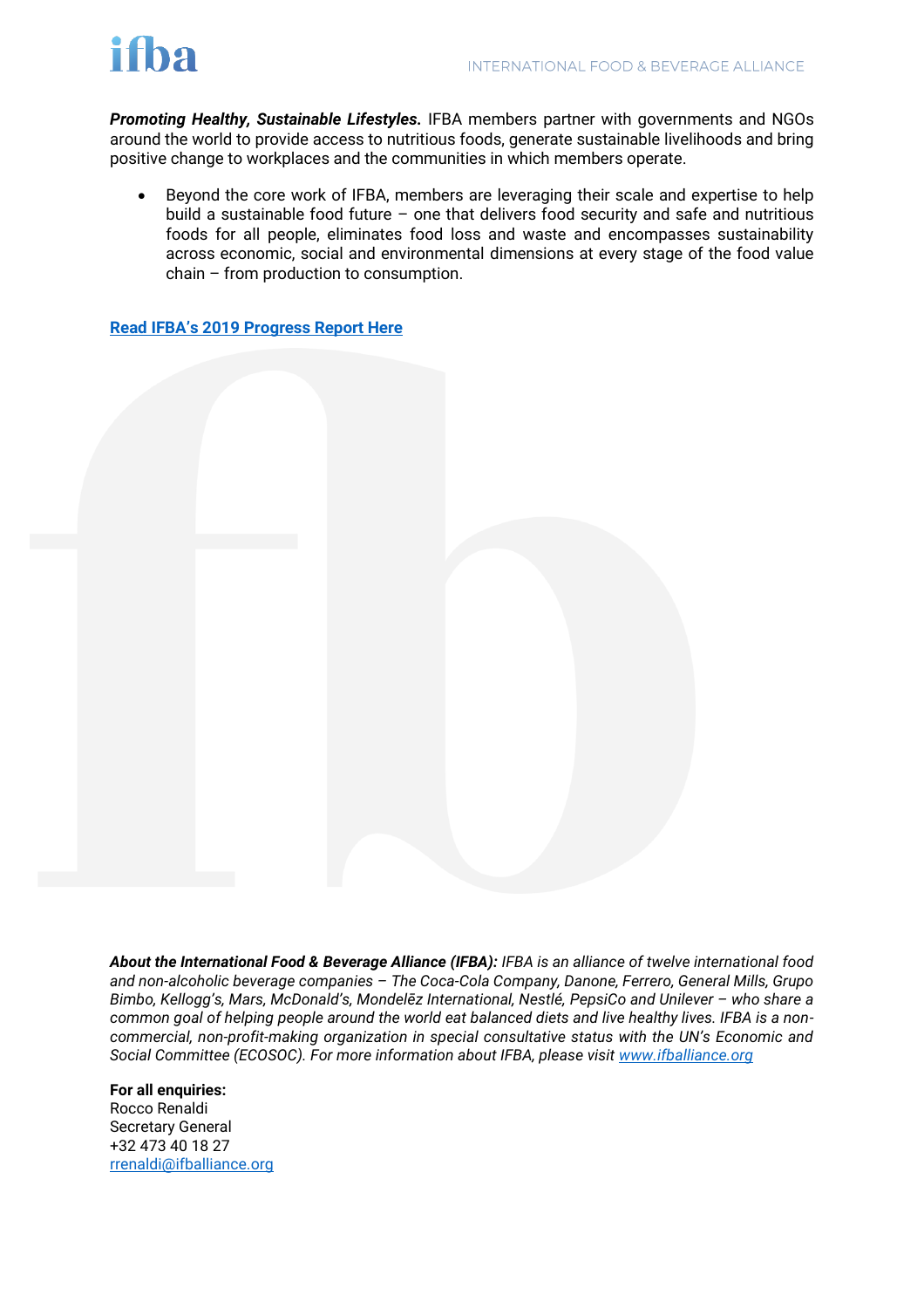***Promoting Healthy, Sustainable Lifestyles.*** IFBA members partner with governments and NGOs around the world to provide access to nutritious foods, generate sustainable livelihoods and bring positive change to workplaces and the communities in which members operate.

- Beyond the core work of IFBA, members are leveraging their scale and expertise to help build a sustainable food future – one that delivers food security and safe and nutritious foods for all people, eliminates food loss and waste and encompasses sustainability across economic, social and environmental dimensions at every stage of the food value chain – from production to consumption.

**Read IFBA's 2019 Progress Report Here**

***About the International Food & Beverage Alliance (IFBA):*** *IFBA is an alliance of twelve international food and non-alcoholic beverage companies – The Coca-Cola Company, Danone, Ferrero, General Mills, Grupo Bimbo, Kellogg's, Mars, McDonald's, Mondelēz International, Nestlé, PepsiCo and Unilever – who share a common goal of helping people around the world eat balanced diets and live healthy lives. IFBA is a non-commercial, non-profit-making organization in special consultative status with the UN's Economic and Social Committee (ECOSOC). For more information about IFBA, please visit www.ifballiance.org*

**For all enquiries:**
Rocco Renaldi
Secretary General
+32 473 40 18 27
rrenaldi@ifballiance.org